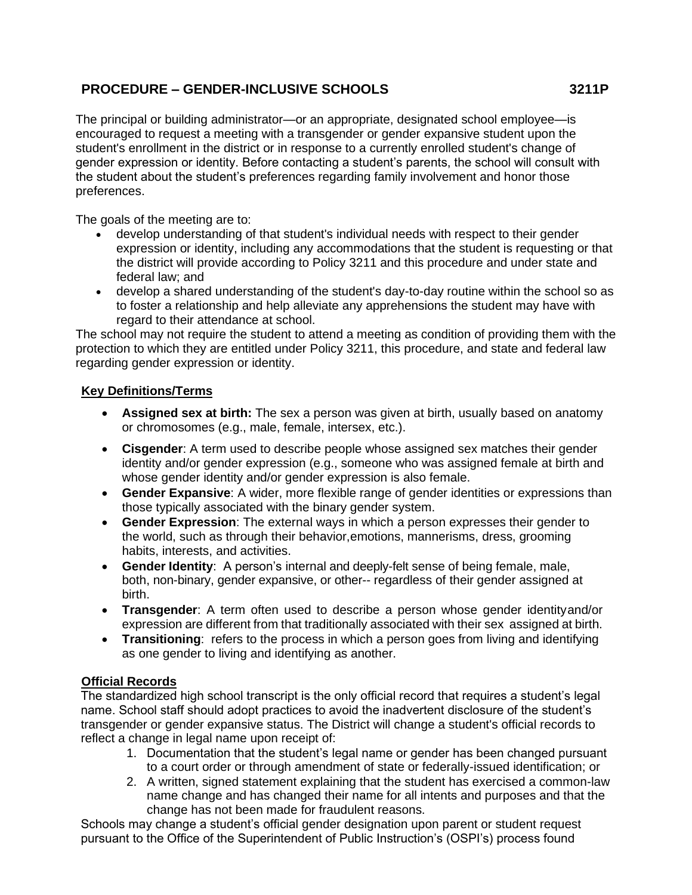# PROCEDURE – GENDER-INCLUSIVE SCHOOLS 3211P

The principal or building administrator—or an appropriate, designated school employee—is encouraged to request a meeting with a transgender or gender expansive student upon the student's enrollment in the district or in response to a currently enrolled student's change of gender expression or identity. Before contacting a student's parents, the school will consult with the student about the student's preferences regarding family involvement and honor those preferences.

The goals of the meeting are to:

- develop understanding of that student's individual needs with respect to their gender expression or identity, including any accommodations that the student is requesting or that the district will provide according to Policy 3211 and this procedure and under state and federal law; and
- develop a shared understanding of the student's day-to-day routine within the school so as to foster a relationship and help alleviate any apprehensions the student may have with regard to their attendance at school.

The school may not require the student to attend a meeting as condition of providing them with the protection to which they are entitled under Policy 3211, this procedure, and state and federal law regarding gender expression or identity.

## Key Definitions/Terms

- **Assigned sex at birth:** The sex a person was given at birth, usually based on anatomy or chromosomes (e.g., male, female, intersex, etc.).
- **Cisgender**: A term used to describe people whose assigned sex matches their gender identity and/or gender expression (e.g., someone who was assigned female at birth and whose gender identity and/or gender expression is also female.
- **Gender Expansive**: A wider, more flexible range of gender identities or expressions than those typically associated with the binary gender system.
- **Gender Expression**: The external ways in which a person expresses their gender to the world, such as through their behavior,emotions, mannerisms, dress, grooming habits, interests, and activities.
- **Gender Identity**: A person's internal and deeply-felt sense of being female, male, both, non-binary, gender expansive, or other-- regardless of their gender assigned at birth.
- **Transgender**: A term often used to describe a person whose gender identityand/or expression are different from that traditionally associated with their sex assigned at birth.
- **Transitioning**: refers to the process in which a person goes from living and identifying as one gender to living and identifying as another.

## Official Records

The standardized high school transcript is the only official record that requires a student's legal name. School staff should adopt practices to avoid the inadvertent disclosure of the student's transgender or gender expansive status. The District will change a student's official records to reflect a change in legal name upon receipt of:

1. Documentation that the student's legal name or gender has been changed pursuant to a court order or through amendment of state or federally-issued identification; or
2. A written, signed statement explaining that the student has exercised a common-law name change and has changed their name for all intents and purposes and that the change has not been made for fraudulent reasons.

Schools may change a student's official gender designation upon parent or student request pursuant to the Office of the Superintendent of Public Instruction's (OSPI's) process found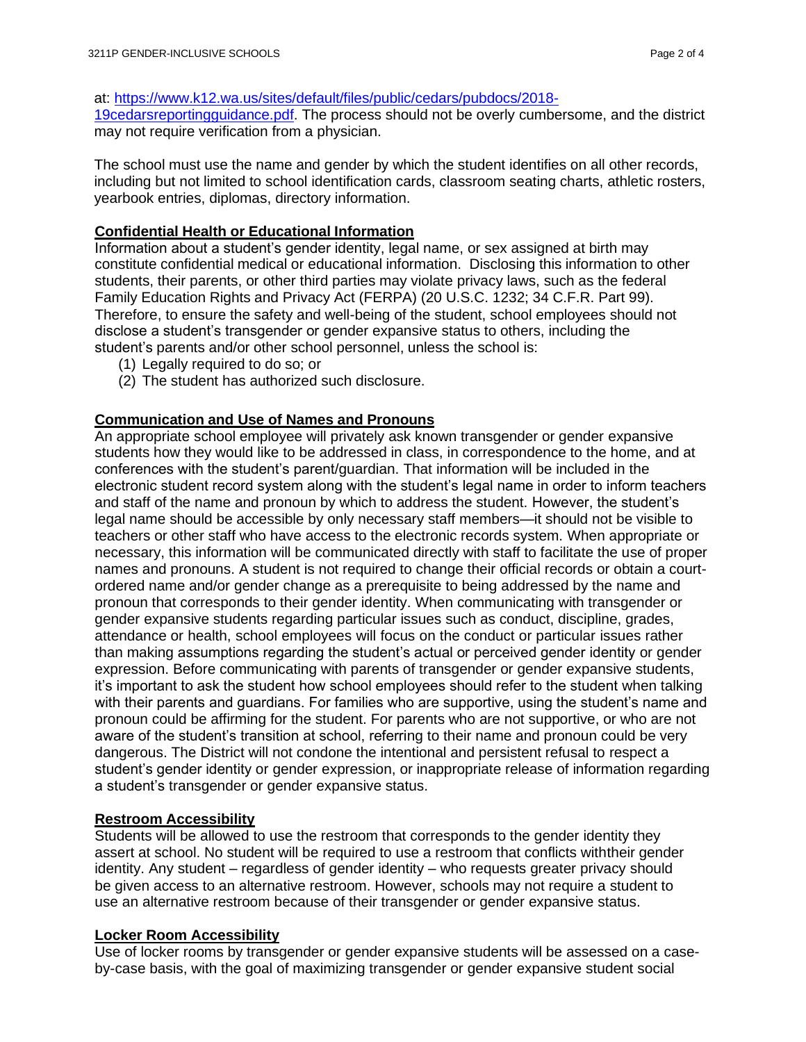at: [https://www.k12.wa.us/sites/default/files/public/cedars/pubdocs/2018-19cedarsreportingguidance.pdf](https://www.k12.wa.us/sites/default/files/public/cedars/pubdocs/2018-19cedarsreportingguidance.pdf). The process should not be overly cumbersome, and the district may not require verification from a physician.

The school must use the name and gender by which the student identifies on all other records, including but not limited to school identification cards, classroom seating charts, athletic rosters, yearbook entries, diplomas, directory information.

**Confidential Health or Educational Information**

Information about a student's gender identity, legal name, or sex assigned at birth may constitute confidential medical or educational information. Disclosing this information to other students, their parents, or other third parties may violate privacy laws, such as the federal Family Education Rights and Privacy Act (FERPA) (20 U.S.C. 1232; 34 C.F.R. Part 99). Therefore, to ensure the safety and well-being of the student, school employees should not disclose a student's transgender or gender expansive status to others, including the student's parents and/or other school personnel, unless the school is:

(1) Legally required to do so; or
(2) The student has authorized such disclosure.

**Communication and Use of Names and Pronouns**

An appropriate school employee will privately ask known transgender or gender expansive students how they would like to be addressed in class, in correspondence to the home, and at conferences with the student's parent/guardian. That information will be included in the electronic student record system along with the student's legal name in order to inform teachers and staff of the name and pronoun by which to address the student. However, the student's legal name should be accessible by only necessary staff members—it should not be visible to teachers or other staff who have access to the electronic records system. When appropriate or necessary, this information will be communicated directly with staff to facilitate the use of proper names and pronouns. A student is not required to change their official records or obtain a court-ordered name and/or gender change as a prerequisite to being addressed by the name and pronoun that corresponds to their gender identity. When communicating with transgender or gender expansive students regarding particular issues such as conduct, discipline, grades, attendance or health, school employees will focus on the conduct or particular issues rather than making assumptions regarding the student's actual or perceived gender identity or gender expression. Before communicating with parents of transgender or gender expansive students, it's important to ask the student how school employees should refer to the student when talking with their parents and guardians. For families who are supportive, using the student's name and pronoun could be affirming for the student. For parents who are not supportive, or who are not aware of the student's transition at school, referring to their name and pronoun could be very dangerous. The District will not condone the intentional and persistent refusal to respect a student's gender identity or gender expression, or inappropriate release of information regarding a student's transgender or gender expansive status.

**Restroom Accessibility**

Students will be allowed to use the restroom that corresponds to the gender identity they assert at school. No student will be required to use a restroom that conflicts withtheir gender identity. Any student – regardless of gender identity – who requests greater privacy should be given access to an alternative restroom. However, schools may not require a student to use an alternative restroom because of their transgender or gender expansive status.

**Locker Room Accessibility**

Use of locker rooms by transgender or gender expansive students will be assessed on a case-by-case basis, with the goal of maximizing transgender or gender expansive student social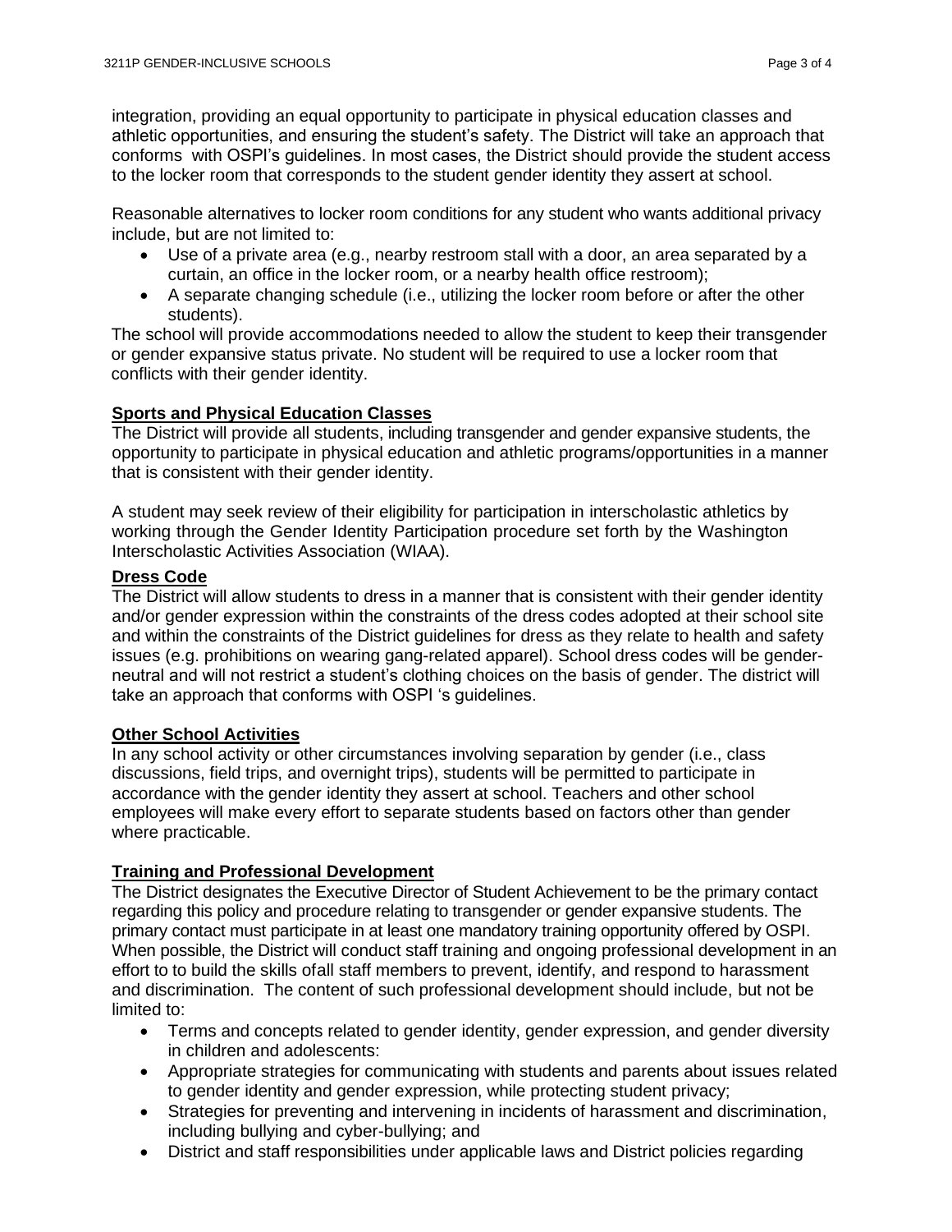integration, providing an equal opportunity to participate in physical education classes and athletic opportunities, and ensuring the student's safety. The District will take an approach that conforms with OSPI's guidelines. In most cases, the District should provide the student access to the locker room that corresponds to the student gender identity they assert at school.

Reasonable alternatives to locker room conditions for any student who wants additional privacy include, but are not limited to:

- Use of a private area (e.g., nearby restroom stall with a door, an area separated by a curtain, an office in the locker room, or a nearby health office restroom);
- A separate changing schedule (i.e., utilizing the locker room before or after the other students).

The school will provide accommodations needed to allow the student to keep their transgender or gender expansive status private. No student will be required to use a locker room that conflicts with their gender identity.

**Sports and Physical Education Classes**

The District will provide all students, including transgender and gender expansive students, the opportunity to participate in physical education and athletic programs/opportunities in a manner that is consistent with their gender identity.

A student may seek review of their eligibility for participation in interscholastic athletics by working through the Gender Identity Participation procedure set forth by the Washington Interscholastic Activities Association (WIAA).

**Dress Code**

The District will allow students to dress in a manner that is consistent with their gender identity and/or gender expression within the constraints of the dress codes adopted at their school site and within the constraints of the District guidelines for dress as they relate to health and safety issues (e.g. prohibitions on wearing gang-related apparel). School dress codes will be gender-neutral and will not restrict a student's clothing choices on the basis of gender. The district will take an approach that conforms with OSPI 's guidelines.

**Other School Activities**

In any school activity or other circumstances involving separation by gender (i.e., class discussions, field trips, and overnight trips), students will be permitted to participate in accordance with the gender identity they assert at school. Teachers and other school employees will make every effort to separate students based on factors other than gender where practicable.

**Training and Professional Development**

The District designates the Executive Director of Student Achievement to be the primary contact regarding this policy and procedure relating to transgender or gender expansive students. The primary contact must participate in at least one mandatory training opportunity offered by OSPI. When possible, the District will conduct staff training and ongoing professional development in an effort to to build the skills ofall staff members to prevent, identify, and respond to harassment and discrimination. The content of such professional development should include, but not be limited to:

- Terms and concepts related to gender identity, gender expression, and gender diversity in children and adolescents:
- Appropriate strategies for communicating with students and parents about issues related to gender identity and gender expression, while protecting student privacy;
- Strategies for preventing and intervening in incidents of harassment and discrimination, including bullying and cyber-bullying; and
- District and staff responsibilities under applicable laws and District policies regarding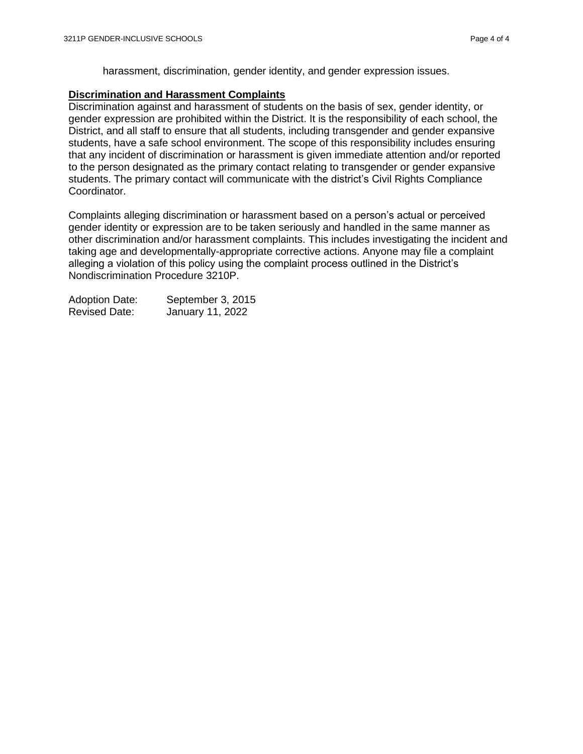harassment, discrimination, gender identity, and gender expression issues.

**Discrimination and Harassment Complaints**

Discrimination against and harassment of students on the basis of sex, gender identity, or gender expression are prohibited within the District. It is the responsibility of each school, the District, and all staff to ensure that all students, including transgender and gender expansive students, have a safe school environment. The scope of this responsibility includes ensuring that any incident of discrimination or harassment is given immediate attention and/or reported to the person designated as the primary contact relating to transgender or gender expansive students. The primary contact will communicate with the district's Civil Rights Compliance Coordinator.

Complaints alleging discrimination or harassment based on a person's actual or perceived gender identity or expression are to be taken seriously and handled in the same manner as other discrimination and/or harassment complaints. This includes investigating the incident and taking age and developmentally-appropriate corrective actions. Anyone may file a complaint alleging a violation of this policy using the complaint process outlined in the District's Nondiscrimination Procedure 3210P.

| | |
|---|---|
| Adoption Date: | September 3, 2015 |
| Revised Date: | January 11, 2022 |